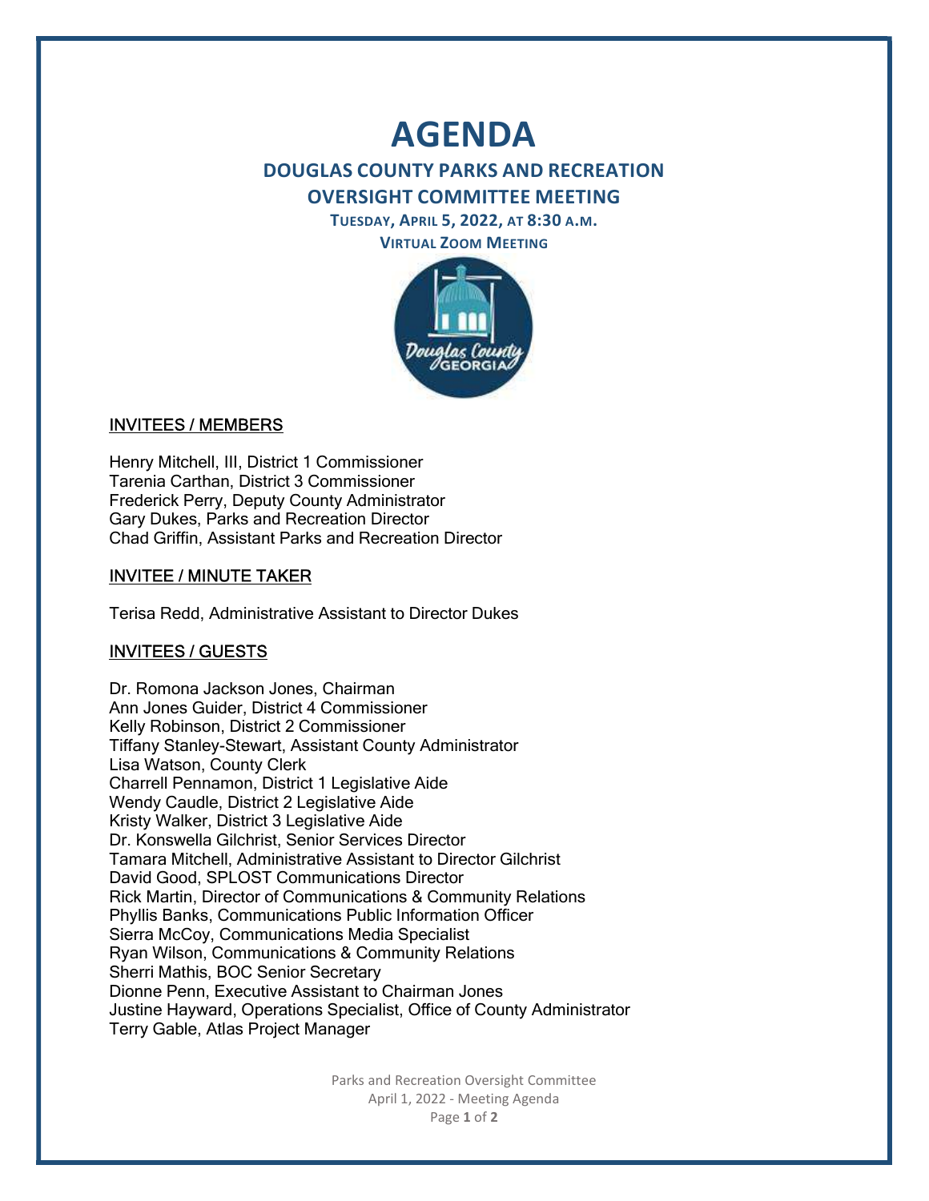# AGENDA

## DOUGLAS COUNTY PARKS AND RECREATION OVERSIGHT COMMITTEE MEETING

### TUESDAY, APRIL 5, 2022, AT 8:30 A.M.

### VIRTUAL ZOOM MEETING

**INVITEES / MEMBERS**

Henry Mitchell, III, District 1 Commissioner
Tarenia Carthan, District 3 Commissioner
Frederick Perry, Deputy County Administrator
Gary Dukes, Parks and Recreation Director
Chad Griffin, Assistant Parks and Recreation Director

**INVITEE / MINUTE TAKER**

Terisa Redd, Administrative Assistant to Director Dukes

**INVITEES / GUESTS**

Dr. Romona Jackson Jones, Chairman
Ann Jones Guider, District 4 Commissioner
Kelly Robinson, District 2 Commissioner
Tiffany Stanley-Stewart, Assistant County Administrator
Lisa Watson, County Clerk
Charrell Pennamon, District 1 Legislative Aide
Wendy Caudle, District 2 Legislative Aide
Kristy Walker, District 3 Legislative Aide
Dr. Konswella Gilchrist, Senior Services Director
Tamara Mitchell, Administrative Assistant to Director Gilchrist
David Good, SPLOST Communications Director
Rick Martin, Director of Communications & Community Relations
Phyllis Banks, Communications Public Information Officer
Sierra McCoy, Communications Media Specialist
Ryan Wilson, Communications & Community Relations
Sherri Mathis, BOC Senior Secretary
Dionne Penn, Executive Assistant to Chairman Jones
Justine Hayward, Operations Specialist, Office of County Administrator
Terry Gable, Atlas Project Manager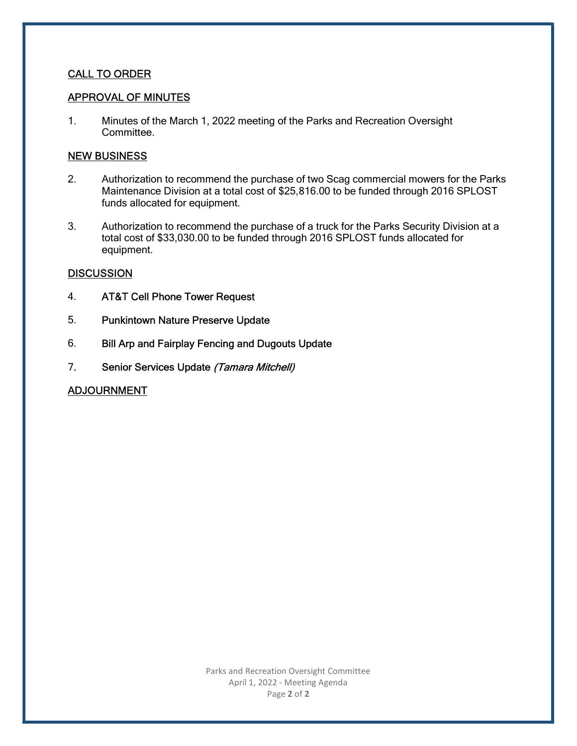CALL TO ORDER

APPROVAL OF MINUTES

1. Minutes of the March 1, 2022 meeting of the Parks and Recreation Oversight Committee.

NEW BUSINESS

2. Authorization to recommend the purchase of two Scag commercial mowers for the Parks Maintenance Division at a total cost of $25,816.00 to be funded through 2016 SPLOST funds allocated for equipment.

3. Authorization to recommend the purchase of a truck for the Parks Security Division at a total cost of $33,030.00 to be funded through 2016 SPLOST funds allocated for equipment.

DISCUSSION

4. AT&T Cell Phone Tower Request

5. Punkintown Nature Preserve Update

6. Bill Arp and Fairplay Fencing and Dugouts Update

7. Senior Services Update *(Tamara Mitchell)*

ADJOURNMENT